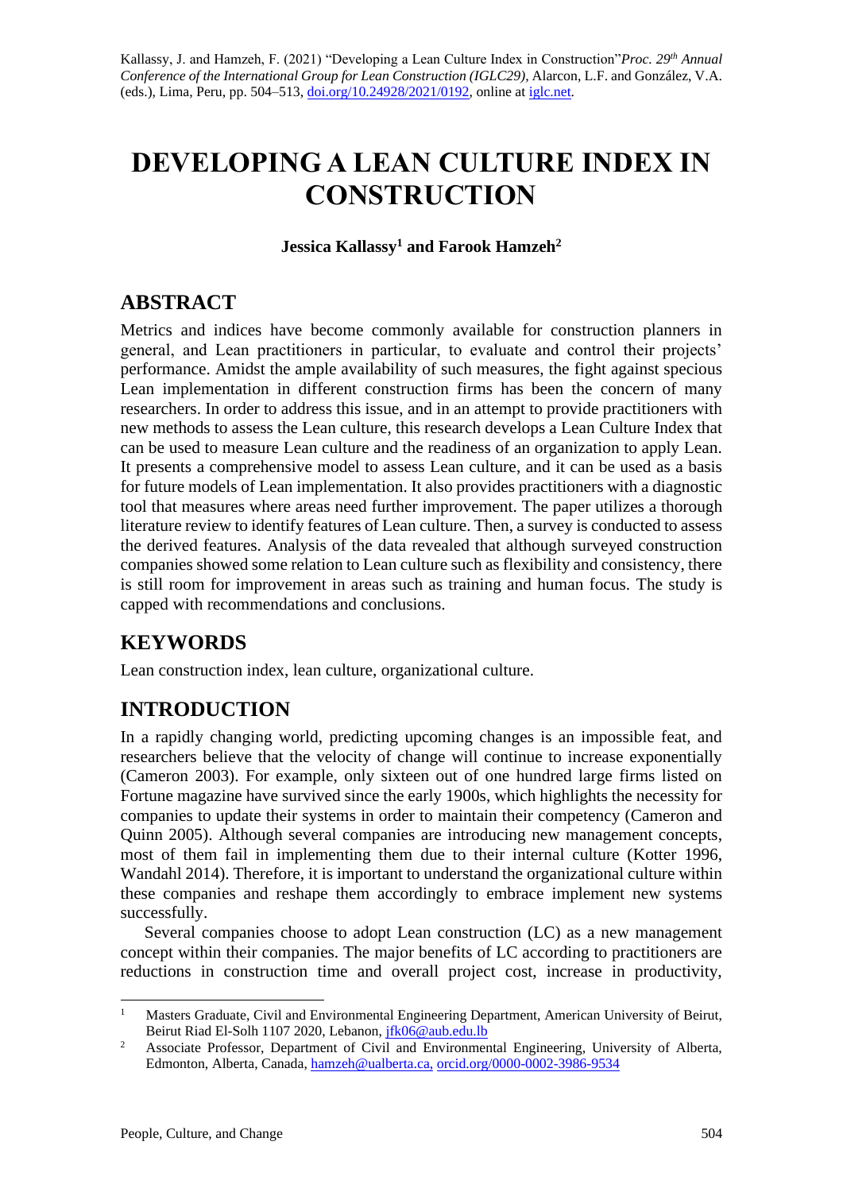Kallassy, J. and Hamzeh, F. (2021) "Developing a Lean Culture Index in Construction" *Proc. 29th Annual Conference of the International Group for Lean Construction (IGLC29),* Alarcon, L.F. and González, V.A. (eds.), Lima, Peru, pp. 504–513, doi.org/10.24928/2021/0192, online at iglc.net.

# DEVELOPING A LEAN CULTURE INDEX IN CONSTRUCTION

**Jessica Kallassy[1] and Farook Hamzeh[2]**

## ABSTRACT

Metrics and indices have become commonly available for construction planners in general, and Lean practitioners in particular, to evaluate and control their projects' performance. Amidst the ample availability of such measures, the fight against specious Lean implementation in different construction firms has been the concern of many researchers. In order to address this issue, and in an attempt to provide practitioners with new methods to assess the Lean culture, this research develops a Lean Culture Index that can be used to measure Lean culture and the readiness of an organization to apply Lean. It presents a comprehensive model to assess Lean culture, and it can be used as a basis for future models of Lean implementation. It also provides practitioners with a diagnostic tool that measures where areas need further improvement. The paper utilizes a thorough literature review to identify features of Lean culture. Then, a survey is conducted to assess the derived features. Analysis of the data revealed that although surveyed construction companies showed some relation to Lean culture such as flexibility and consistency, there is still room for improvement in areas such as training and human focus. The study is capped with recommendations and conclusions.

## KEYWORDS

Lean construction index, lean culture, organizational culture.

## INTRODUCTION

In a rapidly changing world, predicting upcoming changes is an impossible feat, and researchers believe that the velocity of change will continue to increase exponentially (Cameron 2003). For example, only sixteen out of one hundred large firms listed on Fortune magazine have survived since the early 1900s, which highlights the necessity for companies to update their systems in order to maintain their competency (Cameron and Quinn 2005). Although several companies are introducing new management concepts, most of them fail in implementing them due to their internal culture (Kotter 1996, Wandahl 2014). Therefore, it is important to understand the organizational culture within these companies and reshape them accordingly to embrace implement new systems successfully.

Several companies choose to adopt Lean construction (LC) as a new management concept within their companies. The major benefits of LC according to practitioners are reductions in construction time and overall project cost, increase in productivity,

---

[1] Masters Graduate, Civil and Environmental Engineering Department, American University of Beirut, Beirut Riad El-Solh 1107 2020, Lebanon, jfk06@aub.edu.lb

[2] Associate Professor, Department of Civil and Environmental Engineering, University of Alberta, Edmonton, Alberta, Canada, hamzeh@ualberta.ca, orcid.org/0000-0002-3986-9534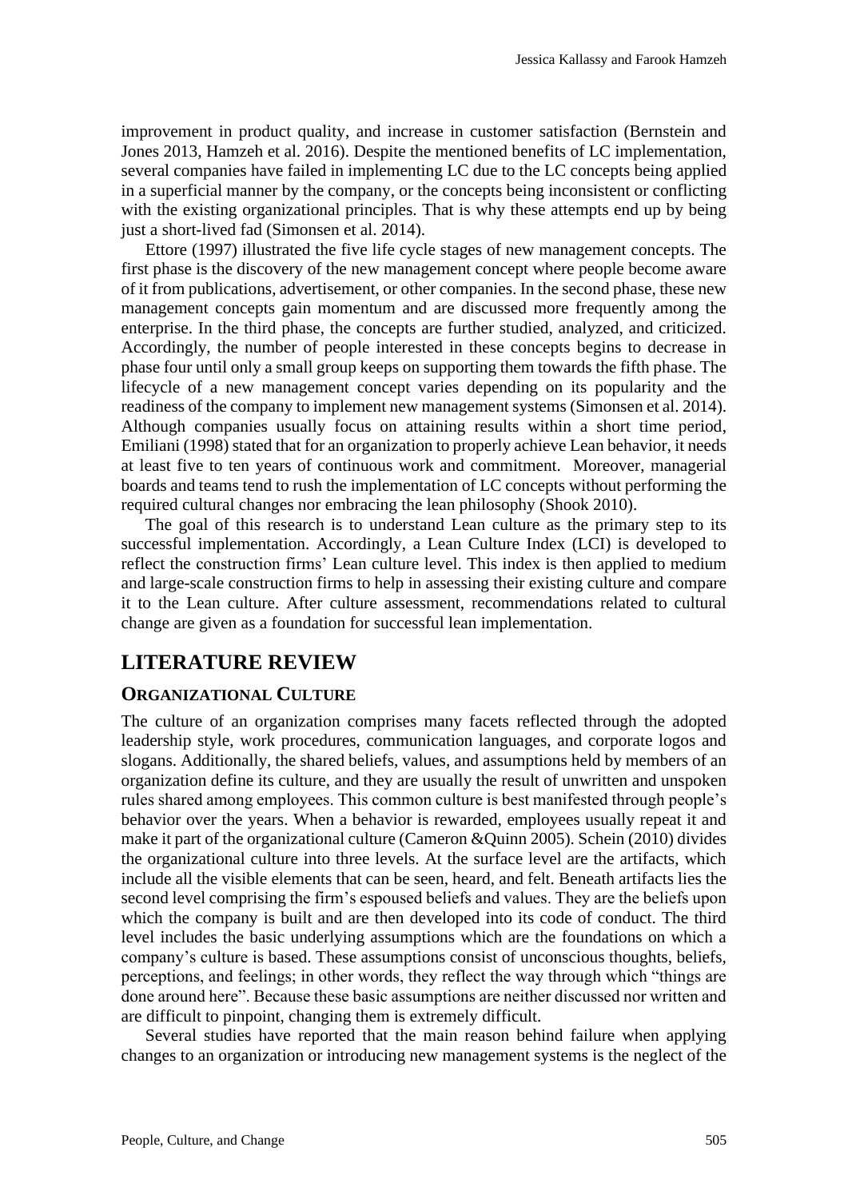improvement in product quality, and increase in customer satisfaction (Bernstein and Jones 2013, Hamzeh et al. 2016). Despite the mentioned benefits of LC implementation, several companies have failed in implementing LC due to the LC concepts being applied in a superficial manner by the company, or the concepts being inconsistent or conflicting with the existing organizational principles. That is why these attempts end up by being just a short-lived fad (Simonsen et al. 2014).

Ettore (1997) illustrated the five life cycle stages of new management concepts. The first phase is the discovery of the new management concept where people become aware of it from publications, advertisement, or other companies. In the second phase, these new management concepts gain momentum and are discussed more frequently among the enterprise. In the third phase, the concepts are further studied, analyzed, and criticized. Accordingly, the number of people interested in these concepts begins to decrease in phase four until only a small group keeps on supporting them towards the fifth phase. The lifecycle of a new management concept varies depending on its popularity and the readiness of the company to implement new management systems (Simonsen et al. 2014). Although companies usually focus on attaining results within a short time period, Emiliani (1998) stated that for an organization to properly achieve Lean behavior, it needs at least five to ten years of continuous work and commitment. Moreover, managerial boards and teams tend to rush the implementation of LC concepts without performing the required cultural changes nor embracing the lean philosophy (Shook 2010).

The goal of this research is to understand Lean culture as the primary step to its successful implementation. Accordingly, a Lean Culture Index (LCI) is developed to reflect the construction firms' Lean culture level. This index is then applied to medium and large-scale construction firms to help in assessing their existing culture and compare it to the Lean culture. After culture assessment, recommendations related to cultural change are given as a foundation for successful lean implementation.

## LITERATURE REVIEW

### ORGANIZATIONAL CULTURE

The culture of an organization comprises many facets reflected through the adopted leadership style, work procedures, communication languages, and corporate logos and slogans. Additionally, the shared beliefs, values, and assumptions held by members of an organization define its culture, and they are usually the result of unwritten and unspoken rules shared among employees. This common culture is best manifested through people's behavior over the years. When a behavior is rewarded, employees usually repeat it and make it part of the organizational culture (Cameron &Quinn 2005). Schein (2010) divides the organizational culture into three levels. At the surface level are the artifacts, which include all the visible elements that can be seen, heard, and felt. Beneath artifacts lies the second level comprising the firm's espoused beliefs and values. They are the beliefs upon which the company is built and are then developed into its code of conduct. The third level includes the basic underlying assumptions which are the foundations on which a company's culture is based. These assumptions consist of unconscious thoughts, beliefs, perceptions, and feelings; in other words, they reflect the way through which "things are done around here". Because these basic assumptions are neither discussed nor written and are difficult to pinpoint, changing them is extremely difficult.

Several studies have reported that the main reason behind failure when applying changes to an organization or introducing new management systems is the neglect of the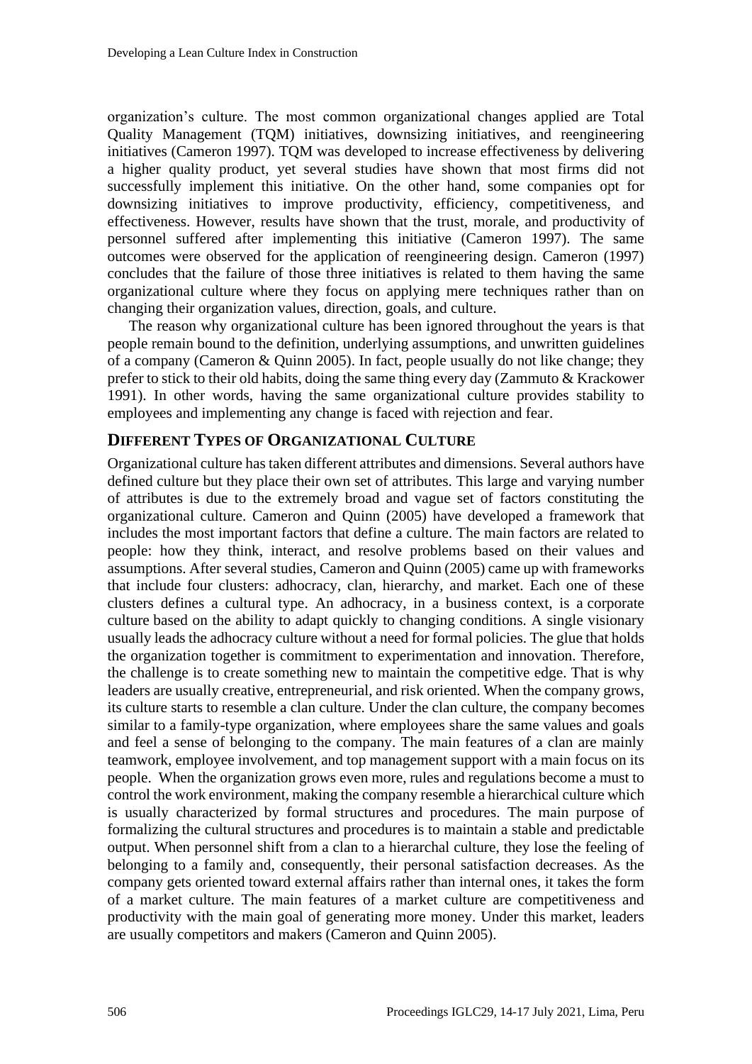organization's culture. The most common organizational changes applied are Total Quality Management (TQM) initiatives, downsizing initiatives, and reengineering initiatives (Cameron 1997). TQM was developed to increase effectiveness by delivering a higher quality product, yet several studies have shown that most firms did not successfully implement this initiative. On the other hand, some companies opt for downsizing initiatives to improve productivity, efficiency, competitiveness, and effectiveness. However, results have shown that the trust, morale, and productivity of personnel suffered after implementing this initiative (Cameron 1997). The same outcomes were observed for the application of reengineering design. Cameron (1997) concludes that the failure of those three initiatives is related to them having the same organizational culture where they focus on applying mere techniques rather than on changing their organization values, direction, goals, and culture.

The reason why organizational culture has been ignored throughout the years is that people remain bound to the definition, underlying assumptions, and unwritten guidelines of a company (Cameron & Quinn 2005). In fact, people usually do not like change; they prefer to stick to their old habits, doing the same thing every day (Zammuto & Krackower 1991). In other words, having the same organizational culture provides stability to employees and implementing any change is faced with rejection and fear.

## DIFFERENT TYPES OF ORGANIZATIONAL CULTURE

Organizational culture has taken different attributes and dimensions. Several authors have defined culture but they place their own set of attributes. This large and varying number of attributes is due to the extremely broad and vague set of factors constituting the organizational culture. Cameron and Quinn (2005) have developed a framework that includes the most important factors that define a culture. The main factors are related to people: how they think, interact, and resolve problems based on their values and assumptions. After several studies, Cameron and Quinn (2005) came up with frameworks that include four clusters: adhocracy, clan, hierarchy, and market. Each one of these clusters defines a cultural type. An adhocracy, in a business context, is a corporate culture based on the ability to adapt quickly to changing conditions. A single visionary usually leads the adhocracy culture without a need for formal policies. The glue that holds the organization together is commitment to experimentation and innovation. Therefore, the challenge is to create something new to maintain the competitive edge. That is why leaders are usually creative, entrepreneurial, and risk oriented. When the company grows, its culture starts to resemble a clan culture. Under the clan culture, the company becomes similar to a family-type organization, where employees share the same values and goals and feel a sense of belonging to the company. The main features of a clan are mainly teamwork, employee involvement, and top management support with a main focus on its people. When the organization grows even more, rules and regulations become a must to control the work environment, making the company resemble a hierarchical culture which is usually characterized by formal structures and procedures. The main purpose of formalizing the cultural structures and procedures is to maintain a stable and predictable output. When personnel shift from a clan to a hierarchal culture, they lose the feeling of belonging to a family and, consequently, their personal satisfaction decreases. As the company gets oriented toward external affairs rather than internal ones, it takes the form of a market culture. The main features of a market culture are competitiveness and productivity with the main goal of generating more money. Under this market, leaders are usually competitors and makers (Cameron and Quinn 2005).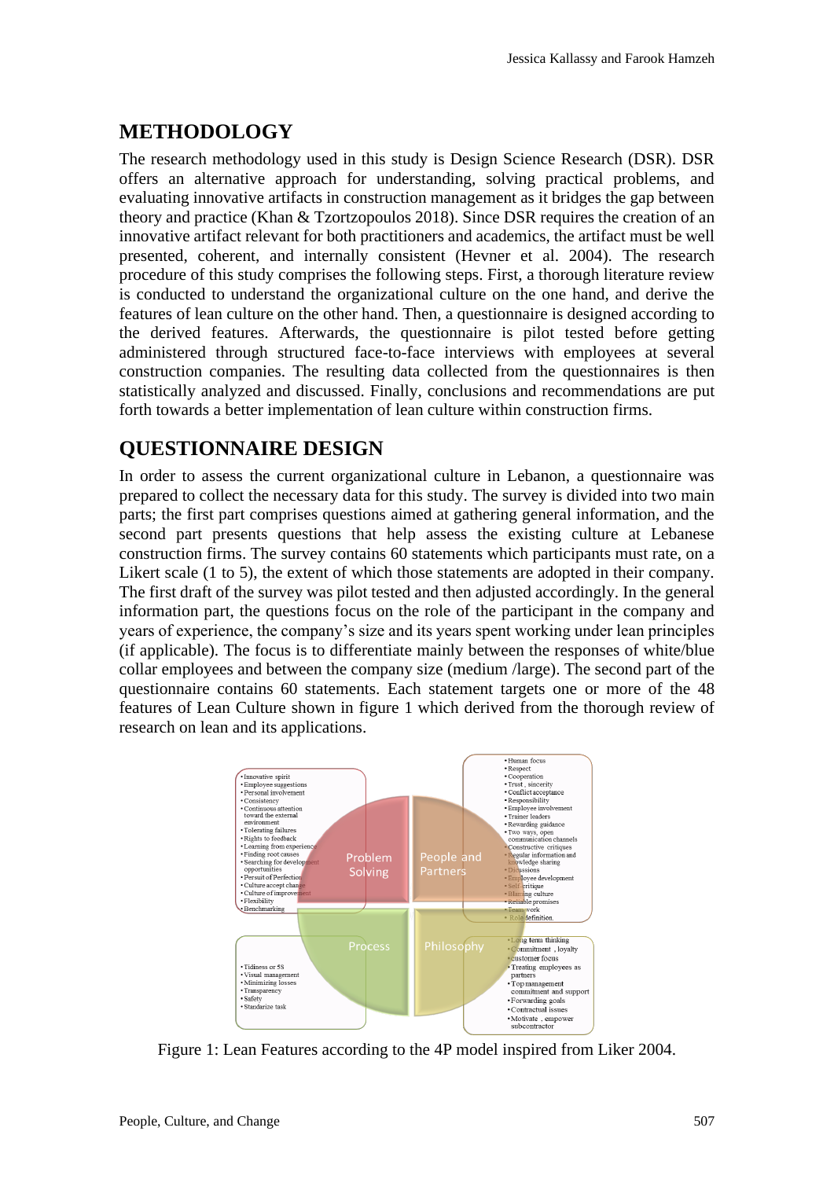## METHODOLOGY

The research methodology used in this study is Design Science Research (DSR). DSR offers an alternative approach for understanding, solving practical problems, and evaluating innovative artifacts in construction management as it bridges the gap between theory and practice (Khan & Tzortzopoulos 2018). Since DSR requires the creation of an innovative artifact relevant for both practitioners and academics, the artifact must be well presented, coherent, and internally consistent (Hevner et al. 2004). The research procedure of this study comprises the following steps. First, a thorough literature review is conducted to understand the organizational culture on the one hand, and derive the features of lean culture on the other hand. Then, a questionnaire is designed according to the derived features. Afterwards, the questionnaire is pilot tested before getting administered through structured face-to-face interviews with employees at several construction companies. The resulting data collected from the questionnaires is then statistically analyzed and discussed. Finally, conclusions and recommendations are put forth towards a better implementation of lean culture within construction firms.

## QUESTIONNAIRE DESIGN

In order to assess the current organizational culture in Lebanon, a questionnaire was prepared to collect the necessary data for this study. The survey is divided into two main parts; the first part comprises questions aimed at gathering general information, and the second part presents questions that help assess the existing culture at Lebanese construction firms. The survey contains 60 statements which participants must rate, on a Likert scale (1 to 5), the extent of which those statements are adopted in their company. The first draft of the survey was pilot tested and then adjusted accordingly. In the general information part, the questions focus on the role of the participant in the company and years of experience, the company's size and its years spent working under lean principles (if applicable). The focus is to differentiate mainly between the responses of white/blue collar employees and between the company size (medium /large). The second part of the questionnaire contains 60 statements. Each statement targets one or more of the 48 features of Lean Culture shown in figure 1 which derived from the thorough review of research on lean and its applications.

**Problem Solving**
- Innovative spirit
- Employee suggestions
- Personal involvement
- Consistency
- Continuous attention toward the external environment
- Tolerating failures
- Rights to feedback
- Learning from experience
- Finding root causes
- Searching for development opportunities
- Pursuit of Perfection
- Culture accept change
- Culture of improvement
- Flexibility
- Benchmarking

**People and Partners**
- Human focus
- Respect
- Cooperation
- Trust , sincerity
- Conflict acceptance
- Responsibility
- Employee involvement
- Trainer leaders
- Rewarding guidance
- Two ways, open communication channels
- Constructive critiques
- Regular information and knowledge sharing
- Discussions
- Employee development
- Self-critique
- Blaming culture
- Reliable promises
- Team work
- Role definition.

**Process**
- Tidiness or 5S
- Visual management
- Minimizing losses
- Transparency
- Safety
- Standarize task

**Philosophy**
- Long term thinking
- Commitment , loyalty
- customer focus
- Treating employees as partners
- Top management commitment and support
- Forwarding goals
- Contractual issues
- Motivate , empower subcontractor

Figure 1: Lean Features according to the 4P model inspired from Liker 2004.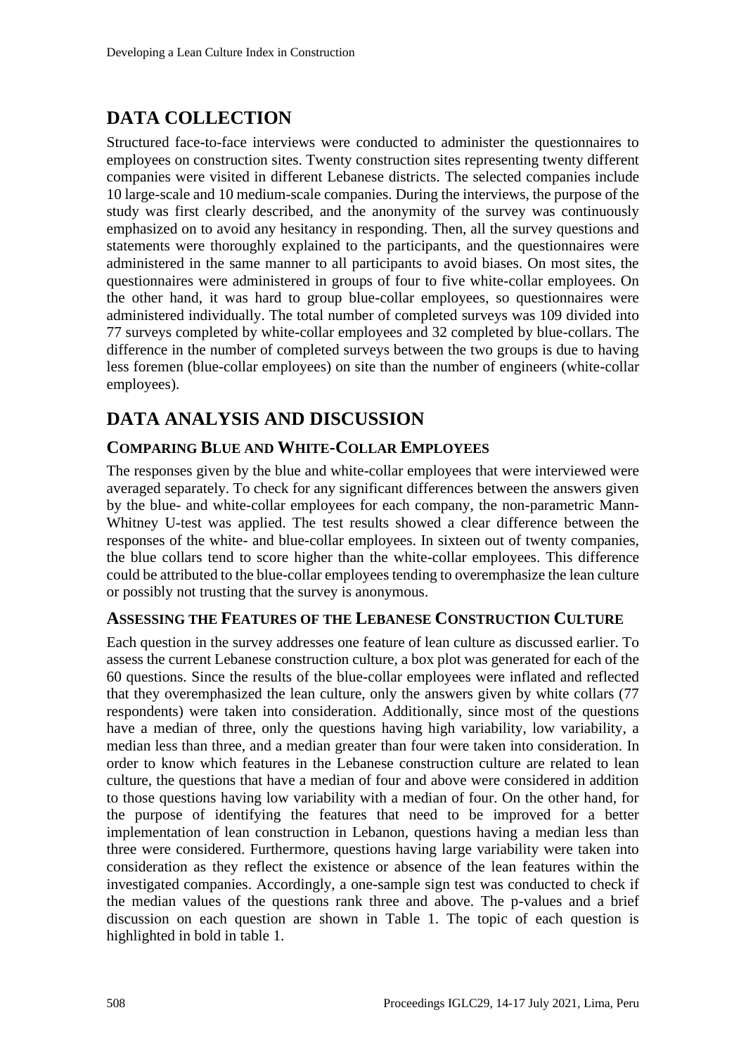## DATA COLLECTION

Structured face-to-face interviews were conducted to administer the questionnaires to employees on construction sites. Twenty construction sites representing twenty different companies were visited in different Lebanese districts. The selected companies include 10 large-scale and 10 medium-scale companies. During the interviews, the purpose of the study was first clearly described, and the anonymity of the survey was continuously emphasized on to avoid any hesitancy in responding. Then, all the survey questions and statements were thoroughly explained to the participants, and the questionnaires were administered in the same manner to all participants to avoid biases. On most sites, the questionnaires were administered in groups of four to five white-collar employees. On the other hand, it was hard to group blue-collar employees, so questionnaires were administered individually. The total number of completed surveys was 109 divided into 77 surveys completed by white-collar employees and 32 completed by blue-collars. The difference in the number of completed surveys between the two groups is due to having less foremen (blue-collar employees) on site than the number of engineers (white-collar employees).

## DATA ANALYSIS AND DISCUSSION

### COMPARING BLUE AND WHITE-COLLAR EMPLOYEES

The responses given by the blue and white-collar employees that were interviewed were averaged separately. To check for any significant differences between the answers given by the blue- and white-collar employees for each company, the non-parametric Mann-Whitney U-test was applied. The test results showed a clear difference between the responses of the white- and blue-collar employees. In sixteen out of twenty companies, the blue collars tend to score higher than the white-collar employees. This difference could be attributed to the blue-collar employees tending to overemphasize the lean culture or possibly not trusting that the survey is anonymous.

### ASSESSING THE FEATURES OF THE LEBANESE CONSTRUCTION CULTURE

Each question in the survey addresses one feature of lean culture as discussed earlier. To assess the current Lebanese construction culture, a box plot was generated for each of the 60 questions. Since the results of the blue-collar employees were inflated and reflected that they overemphasized the lean culture, only the answers given by white collars (77 respondents) were taken into consideration. Additionally, since most of the questions have a median of three, only the questions having high variability, low variability, a median less than three, and a median greater than four were taken into consideration. In order to know which features in the Lebanese construction culture are related to lean culture, the questions that have a median of four and above were considered in addition to those questions having low variability with a median of four. On the other hand, for the purpose of identifying the features that need to be improved for a better implementation of lean construction in Lebanon, questions having a median less than three were considered. Furthermore, questions having large variability were taken into consideration as they reflect the existence or absence of the lean features within the investigated companies. Accordingly, a one-sample sign test was conducted to check if the median values of the questions rank three and above. The p-values and a brief discussion on each question are shown in Table 1. The topic of each question is highlighted in bold in table 1.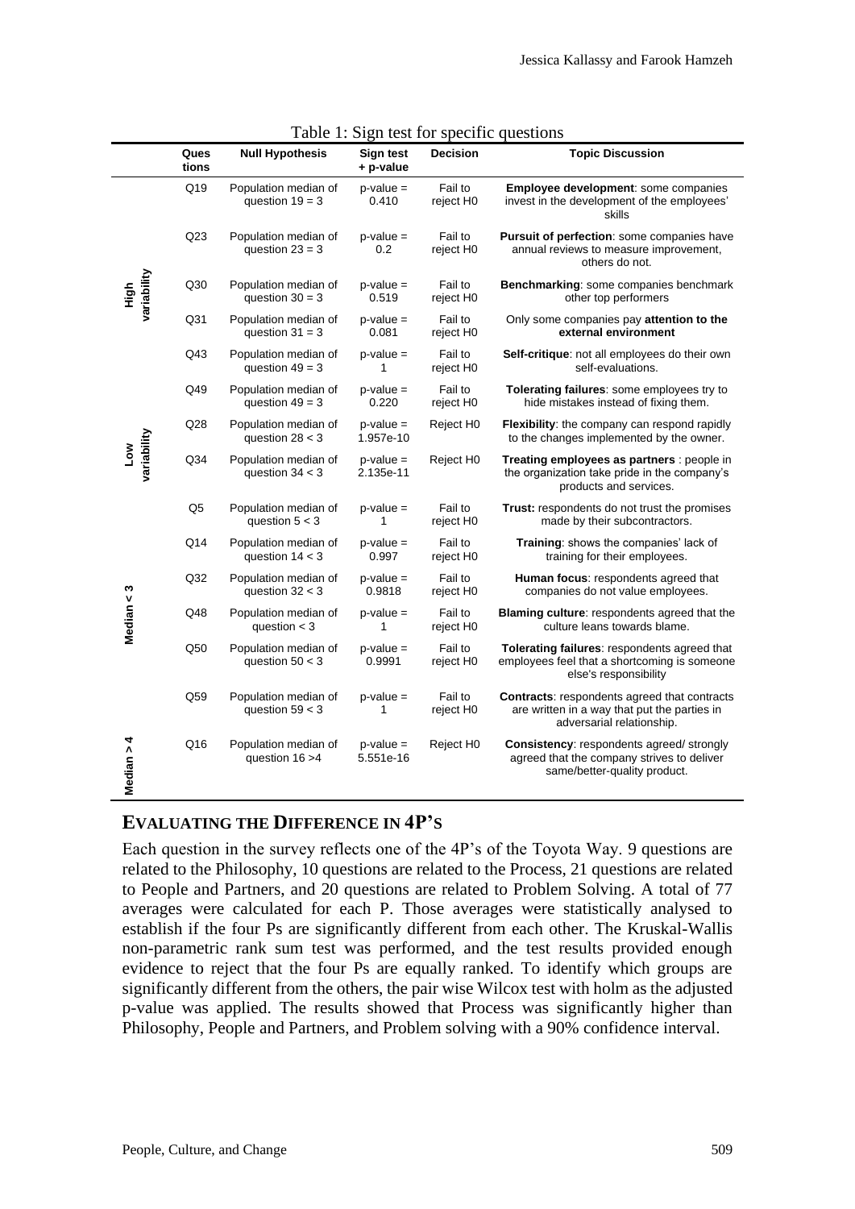Table 1: Sign test for specific questions

| | Questions | Null Hypothesis | Sign test + p-value | Decision | Topic Discussion |
|---|---|---|---|---|---|
| High variability | Q19 | Population median of question 19 = 3 | p-value = 0.410 | Fail to reject H0 | **Employee development**: some companies invest in the development of the employees' skills |
| | Q23 | Population median of question 23 = 3 | p-value = 0.2 | Fail to reject H0 | **Pursuit of perfection**: some companies have annual reviews to measure improvement, others do not. |
| | Q30 | Population median of question 30 = 3 | p-value = 0.519 | Fail to reject H0 | **Benchmarking**: some companies benchmark other top performers |
| | Q31 | Population median of question 31 = 3 | p-value = 0.081 | Fail to reject H0 | Only some companies pay **attention to the external environment** |
| | Q43 | Population median of question 49 = 3 | p-value = 1 | Fail to reject H0 | **Self-critique**: not all employees do their own self-evaluations. |
| | Q49 | Population median of question 49 = 3 | p-value = 0.220 | Fail to reject H0 | **Tolerating failures**: some employees try to hide mistakes instead of fixing them. |
| Low variability | Q28 | Population median of question 28 < 3 | p-value = 1.957e-10 | Reject H0 | **Flexibility**: the company can respond rapidly to the changes implemented by the owner. |
| | Q34 | Population median of question 34 < 3 | p-value = 2.135e-11 | Reject H0 | **Treating employees as partners** : people in the organization take pride in the company's products and services. |
| Median < 3 | Q5 | Population median of question 5 < 3 | p-value = 1 | Fail to reject H0 | **Trust:** respondents do not trust the promises made by their subcontractors. |
| | Q14 | Population median of question 14 < 3 | p-value = 0.997 | Fail to reject H0 | **Training**: shows the companies' lack of training for their employees. |
| | Q32 | Population median of question 32 < 3 | p-value = 0.9818 | Fail to reject H0 | **Human focus**: respondents agreed that companies do not value employees. |
| | Q48 | Population median of question < 3 | p-value = 1 | Fail to reject H0 | **Blaming culture**: respondents agreed that the culture leans towards blame. |
| | Q50 | Population median of question 50 < 3 | p-value = 0.9991 | Fail to reject H0 | **Tolerating failures**: respondents agreed that employees feel that a shortcoming is someone else's responsibility |
| | Q59 | Population median of question 59 < 3 | p-value = 1 | Fail to reject H0 | **Contracts**: respondents agreed that contracts are written in a way that put the parties in adversarial relationship. |
| Median > 4 | Q16 | Population median of question 16 >4 | p-value = 5.551e-16 | Reject H0 | **Consistency**: respondents agreed/ strongly agreed that the company strives to deliver same/better-quality product. |

## EVALUATING THE DIFFERENCE IN 4P'S

Each question in the survey reflects one of the 4P's of the Toyota Way. 9 questions are related to the Philosophy, 10 questions are related to the Process, 21 questions are related to People and Partners, and 20 questions are related to Problem Solving. A total of 77 averages were calculated for each P. Those averages were statistically analysed to establish if the four Ps are significantly different from each other. The Kruskal-Wallis non-parametric rank sum test was performed, and the test results provided enough evidence to reject that the four Ps are equally ranked. To identify which groups are significantly different from the others, the pair wise Wilcox test with holm as the adjusted p-value was applied. The results showed that Process was significantly higher than Philosophy, People and Partners, and Problem solving with a 90% confidence interval.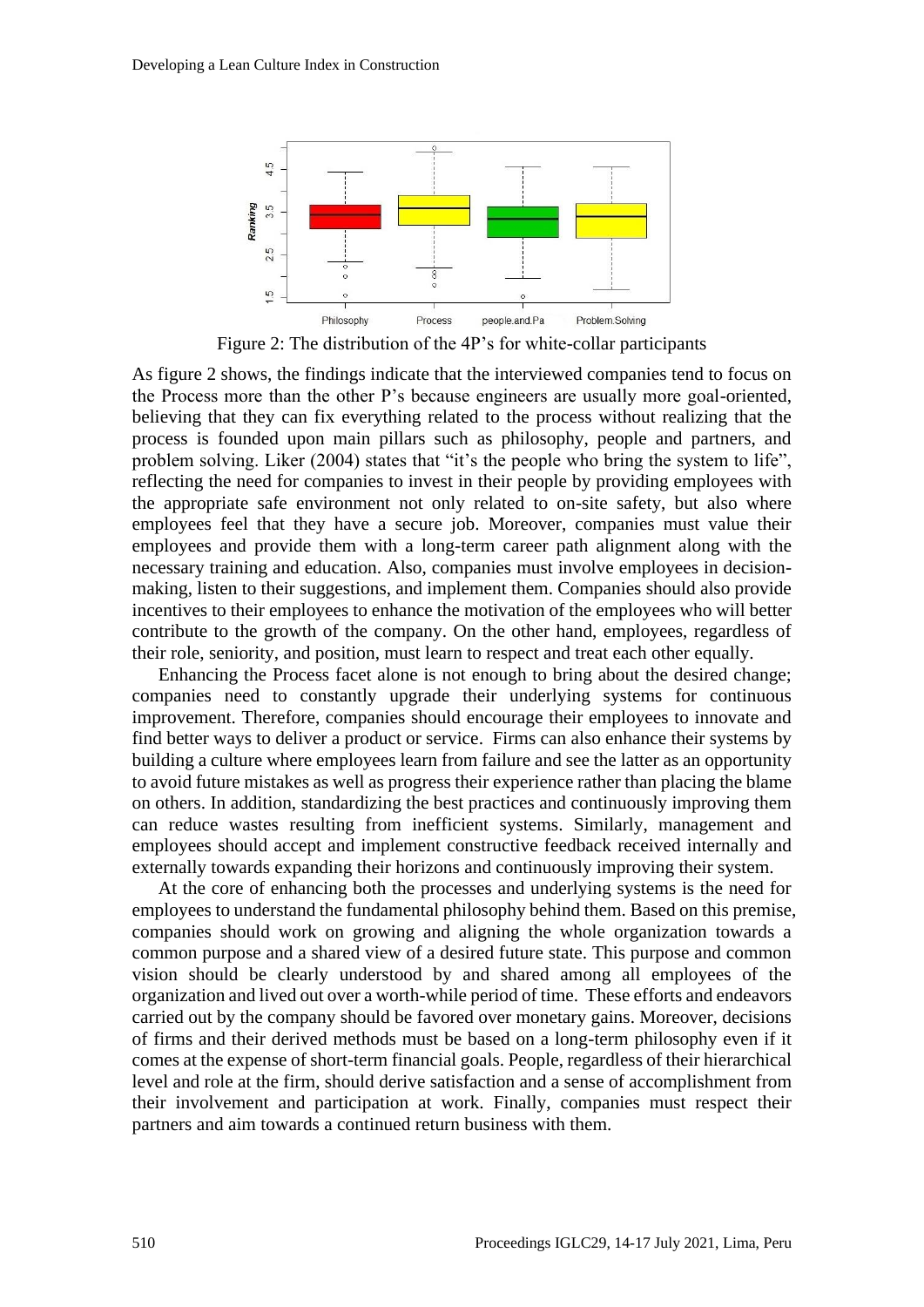Figure 2: The distribution of the 4P's for white-collar participants

As figure 2 shows, the findings indicate that the interviewed companies tend to focus on the Process more than the other P's because engineers are usually more goal-oriented, believing that they can fix everything related to the process without realizing that the process is founded upon main pillars such as philosophy, people and partners, and problem solving. Liker (2004) states that "it's the people who bring the system to life", reflecting the need for companies to invest in their people by providing employees with the appropriate safe environment not only related to on-site safety, but also where employees feel that they have a secure job. Moreover, companies must value their employees and provide them with a long-term career path alignment along with the necessary training and education. Also, companies must involve employees in decision-making, listen to their suggestions, and implement them. Companies should also provide incentives to their employees to enhance the motivation of the employees who will better contribute to the growth of the company. On the other hand, employees, regardless of their role, seniority, and position, must learn to respect and treat each other equally.

Enhancing the Process facet alone is not enough to bring about the desired change; companies need to constantly upgrade their underlying systems for continuous improvement. Therefore, companies should encourage their employees to innovate and find better ways to deliver a product or service. Firms can also enhance their systems by building a culture where employees learn from failure and see the latter as an opportunity to avoid future mistakes as well as progress their experience rather than placing the blame on others. In addition, standardizing the best practices and continuously improving them can reduce wastes resulting from inefficient systems. Similarly, management and employees should accept and implement constructive feedback received internally and externally towards expanding their horizons and continuously improving their system.

At the core of enhancing both the processes and underlying systems is the need for employees to understand the fundamental philosophy behind them. Based on this premise, companies should work on growing and aligning the whole organization towards a common purpose and a shared view of a desired future state. This purpose and common vision should be clearly understood by and shared among all employees of the organization and lived out over a worth-while period of time. These efforts and endeavors carried out by the company should be favored over monetary gains. Moreover, decisions of firms and their derived methods must be based on a long-term philosophy even if it comes at the expense of short-term financial goals. People, regardless of their hierarchical level and role at the firm, should derive satisfaction and a sense of accomplishment from their involvement and participation at work. Finally, companies must respect their partners and aim towards a continued return business with them.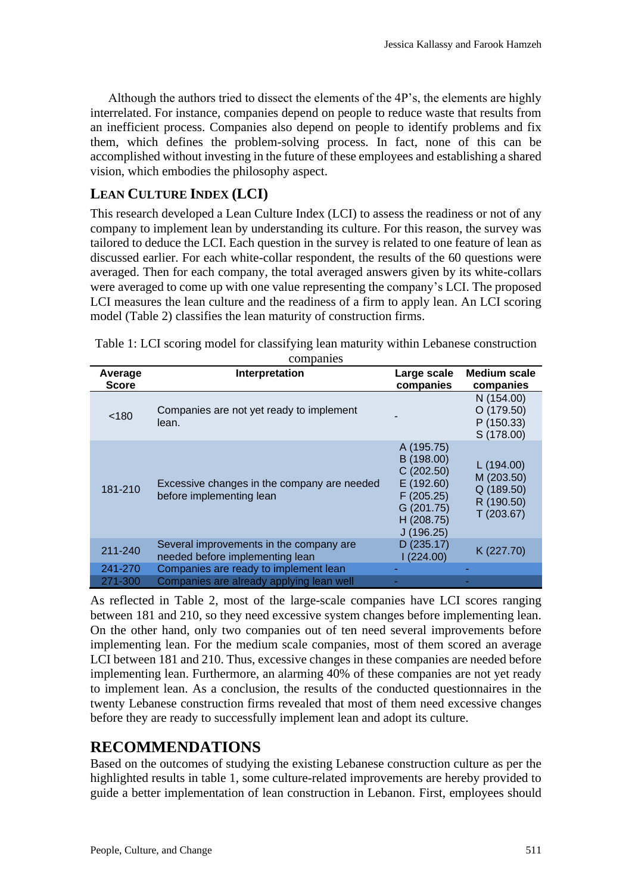Although the authors tried to dissect the elements of the 4P's, the elements are highly interrelated. For instance, companies depend on people to reduce waste that results from an inefficient process. Companies also depend on people to identify problems and fix them, which defines the problem-solving process. In fact, none of this can be accomplished without investing in the future of these employees and establishing a shared vision, which embodies the philosophy aspect.

## LEAN CULTURE INDEX (LCI)

This research developed a Lean Culture Index (LCI) to assess the readiness or not of any company to implement lean by understanding its culture. For this reason, the survey was tailored to deduce the LCI. Each question in the survey is related to one feature of lean as discussed earlier. For each white-collar respondent, the results of the 60 questions were averaged. Then for each company, the total averaged answers given by its white-collars were averaged to come up with one value representing the company's LCI. The proposed LCI measures the lean culture and the readiness of a firm to apply lean. An LCI scoring model (Table 2) classifies the lean maturity of construction firms.

Table 1: LCI scoring model for classifying lean maturity within Lebanese construction companies

| Average Score | Interpretation | Large scale companies | Medium scale companies |
|---|---|---|---|
| <180 | Companies are not yet ready to implement lean. | - | N (154.00)<br>O (179.50)<br>P (150.33)<br>S (178.00) |
| 181-210 | Excessive changes in the company are needed before implementing lean | A (195.75)<br>B (198.00)<br>C (202.50)<br>E (192.60)<br>F (205.25)<br>G (201.75)<br>H (208.75)<br>J (196.25) | L (194.00)<br>M (203.50)<br>Q (189.50)<br>R (190.50)<br>T (203.67) |
| 211-240 | Several improvements in the company are needed before implementing lean | D (235.17)<br>I (224.00) | K (227.70) |
| 241-270 | Companies are ready to implement lean | - | - |
| 271-300 | Companies are already applying lean well | - | - |

As reflected in Table 2, most of the large-scale companies have LCI scores ranging between 181 and 210, so they need excessive system changes before implementing lean. On the other hand, only two companies out of ten need several improvements before implementing lean. For the medium scale companies, most of them scored an average LCI between 181 and 210. Thus, excessive changes in these companies are needed before implementing lean. Furthermore, an alarming 40% of these companies are not yet ready to implement lean. As a conclusion, the results of the conducted questionnaires in the twenty Lebanese construction firms revealed that most of them need excessive changes before they are ready to successfully implement lean and adopt its culture.

## RECOMMENDATIONS

Based on the outcomes of studying the existing Lebanese construction culture as per the highlighted results in table 1, some culture-related improvements are hereby provided to guide a better implementation of lean construction in Lebanon. First, employees should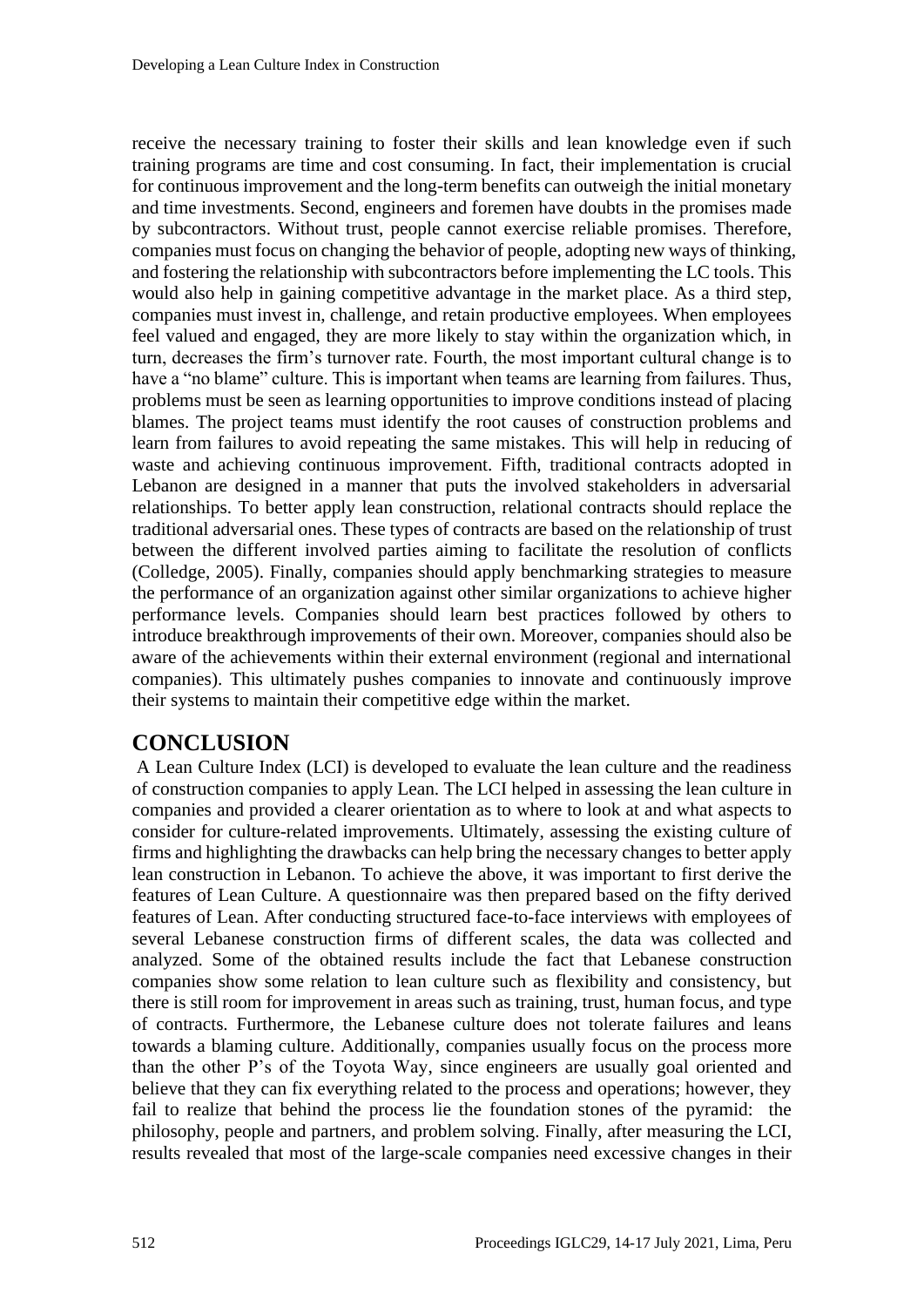receive the necessary training to foster their skills and lean knowledge even if such training programs are time and cost consuming. In fact, their implementation is crucial for continuous improvement and the long-term benefits can outweigh the initial monetary and time investments. Second, engineers and foremen have doubts in the promises made by subcontractors. Without trust, people cannot exercise reliable promises. Therefore, companies must focus on changing the behavior of people, adopting new ways of thinking, and fostering the relationship with subcontractors before implementing the LC tools. This would also help in gaining competitive advantage in the market place. As a third step, companies must invest in, challenge, and retain productive employees. When employees feel valued and engaged, they are more likely to stay within the organization which, in turn, decreases the firm's turnover rate. Fourth, the most important cultural change is to have a "no blame" culture. This is important when teams are learning from failures. Thus, problems must be seen as learning opportunities to improve conditions instead of placing blames. The project teams must identify the root causes of construction problems and learn from failures to avoid repeating the same mistakes. This will help in reducing of waste and achieving continuous improvement. Fifth, traditional contracts adopted in Lebanon are designed in a manner that puts the involved stakeholders in adversarial relationships. To better apply lean construction, relational contracts should replace the traditional adversarial ones. These types of contracts are based on the relationship of trust between the different involved parties aiming to facilitate the resolution of conflicts (Colledge, 2005). Finally, companies should apply benchmarking strategies to measure the performance of an organization against other similar organizations to achieve higher performance levels. Companies should learn best practices followed by others to introduce breakthrough improvements of their own. Moreover, companies should also be aware of the achievements within their external environment (regional and international companies). This ultimately pushes companies to innovate and continuously improve their systems to maintain their competitive edge within the market.

# CONCLUSION

A Lean Culture Index (LCI) is developed to evaluate the lean culture and the readiness of construction companies to apply Lean. The LCI helped in assessing the lean culture in companies and provided a clearer orientation as to where to look at and what aspects to consider for culture-related improvements. Ultimately, assessing the existing culture of firms and highlighting the drawbacks can help bring the necessary changes to better apply lean construction in Lebanon. To achieve the above, it was important to first derive the features of Lean Culture. A questionnaire was then prepared based on the fifty derived features of Lean. After conducting structured face-to-face interviews with employees of several Lebanese construction firms of different scales, the data was collected and analyzed. Some of the obtained results include the fact that Lebanese construction companies show some relation to lean culture such as flexibility and consistency, but there is still room for improvement in areas such as training, trust, human focus, and type of contracts. Furthermore, the Lebanese culture does not tolerate failures and leans towards a blaming culture. Additionally, companies usually focus on the process more than the other P's of the Toyota Way, since engineers are usually goal oriented and believe that they can fix everything related to the process and operations; however, they fail to realize that behind the process lie the foundation stones of the pyramid: the philosophy, people and partners, and problem solving. Finally, after measuring the LCI, results revealed that most of the large-scale companies need excessive changes in their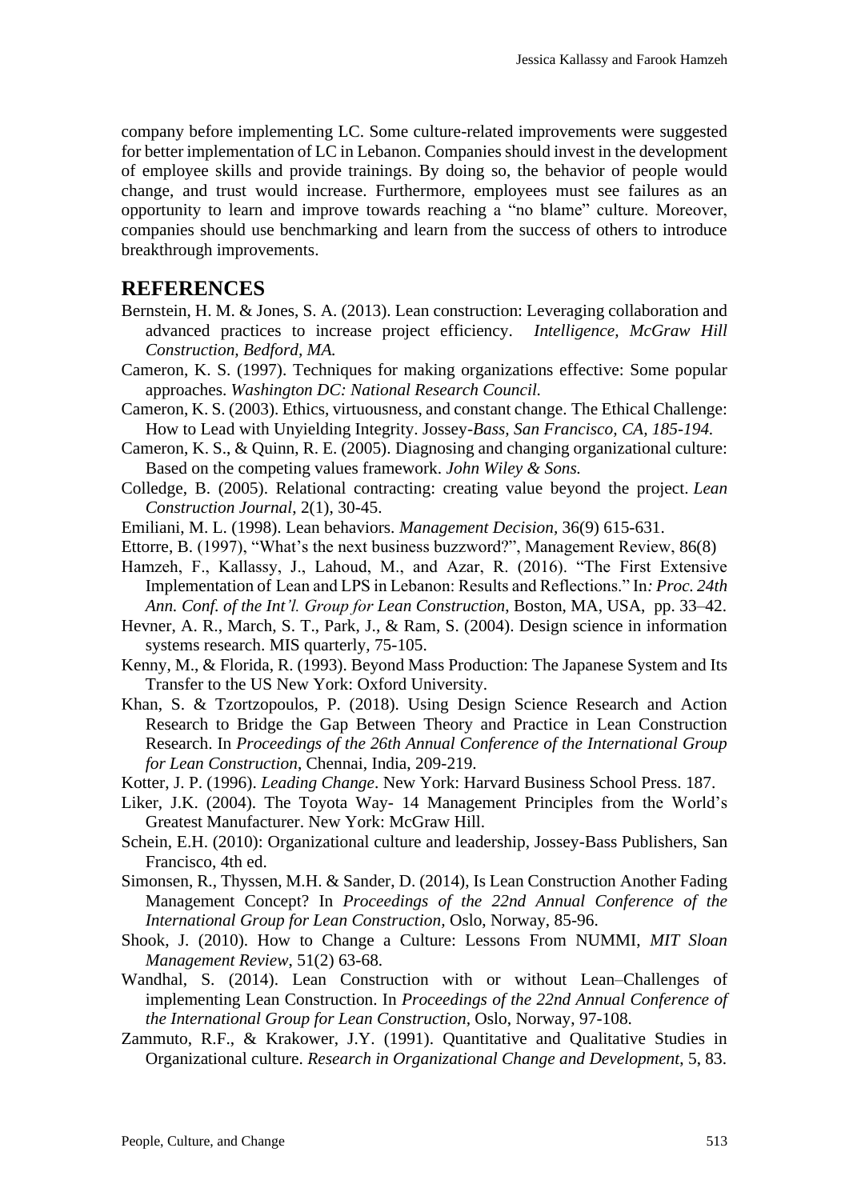company before implementing LC. Some culture-related improvements were suggested for better implementation of LC in Lebanon. Companies should invest in the development of employee skills and provide trainings. By doing so, the behavior of people would change, and trust would increase. Furthermore, employees must see failures as an opportunity to learn and improve towards reaching a "no blame" culture. Moreover, companies should use benchmarking and learn from the success of others to introduce breakthrough improvements.

## REFERENCES

Bernstein, H. M. & Jones, S. A. (2013). Lean construction: Leveraging collaboration and advanced practices to increase project efficiency. *Intelligence, McGraw Hill Construction, Bedford, MA.*

Cameron, K. S. (1997). Techniques for making organizations effective: Some popular approaches. *Washington DC: National Research Council.*

Cameron, K. S. (2003). Ethics, virtuousness, and constant change. The Ethical Challenge: How to Lead with Unyielding Integrity. Jossey-*Bass, San Francisco, CA, 185-194.*

Cameron, K. S., & Quinn, R. E. (2005). Diagnosing and changing organizational culture: Based on the competing values framework. *John Wiley & Sons.*

Colledge, B. (2005). Relational contracting: creating value beyond the project. *Lean Construction Journal*, 2(1), 30-45.

Emiliani, M. L. (1998). Lean behaviors. *Management Decision,* 36(9) 615-631.

Ettorre, B. (1997), "What's the next business buzzword?", Management Review, 86(8)

Hamzeh, F., Kallassy, J., Lahoud, M., and Azar, R. (2016). "The First Extensive Implementation of Lean and LPS in Lebanon: Results and Reflections." In*: Proc. 24th Ann. Conf. of the Int'l. Group for Lean Construction*, Boston, MA, USA, pp. 33–42.

Hevner, A. R., March, S. T., Park, J., & Ram, S. (2004). Design science in information systems research. MIS quarterly, 75-105.

Kenny, M., & Florida, R. (1993). Beyond Mass Production: The Japanese System and Its Transfer to the US New York: Oxford University.

Khan, S. & Tzortzopoulos, P. (2018). Using Design Science Research and Action Research to Bridge the Gap Between Theory and Practice in Lean Construction Research. In *Proceedings of the 26th Annual Conference of the International Group for Lean Construction*, Chennai, India, 209-219.

Kotter, J. P. (1996). *Leading Change*. New York: Harvard Business School Press. 187.

Liker, J.K. (2004). The Toyota Way- 14 Management Principles from the World's Greatest Manufacturer. New York: McGraw Hill.

Schein, E.H. (2010): Organizational culture and leadership, Jossey-Bass Publishers, San Francisco, 4th ed.

Simonsen, R., Thyssen, M.H. & Sander, D. (2014), Is Lean Construction Another Fading Management Concept? In *Proceedings of the 22nd Annual Conference of the International Group for Lean Construction,* Oslo, Norway, 85-96.

Shook, J. (2010). How to Change a Culture: Lessons From NUMMI, *MIT Sloan Management Review*, 51(2) 63-68.

Wandhal, S. (2014). Lean Construction with or without Lean–Challenges of implementing Lean Construction. In *Proceedings of the 22nd Annual Conference of the International Group for Lean Construction,* Oslo, Norway, 97-108.

Zammuto, R.F., & Krakower, J.Y. (1991). Quantitative and Qualitative Studies in Organizational culture. *Research in Organizational Change and Development*, 5, 83.